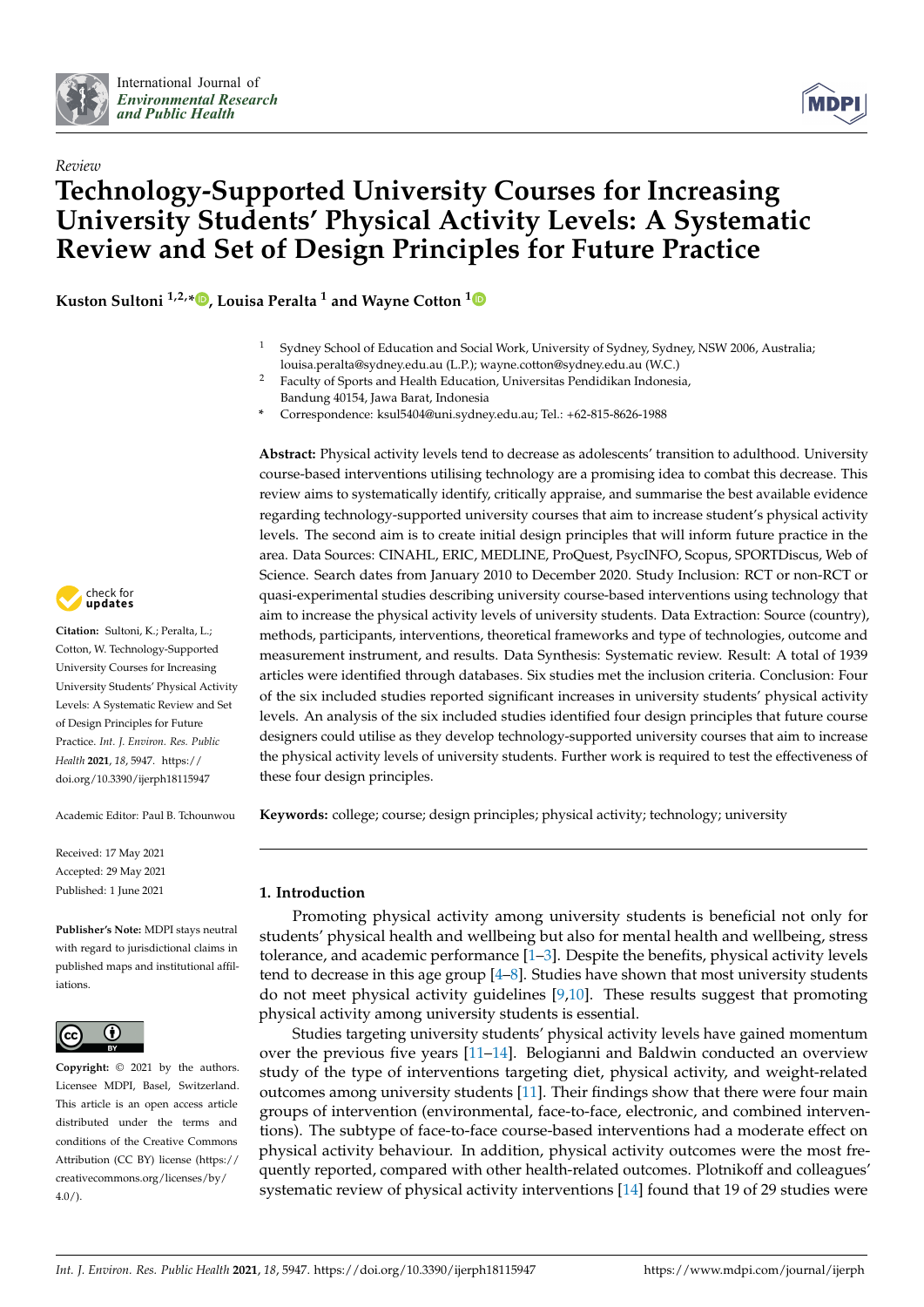International Journal of *Environmental Research and Public Health*

*Review*

# Technology-Supported University Courses for Increasing University Students' Physical Activity Levels: A Systematic Review and Set of Design Principles for Future Practice

**Kuston Sultoni [1,2,*], Louisa Peralta [1] and Wayne Cotton [1]**

[1] Sydney School of Education and Social Work, University of Sydney, Sydney, NSW 2006, Australia; louisa.peralta@sydney.edu.au (L.P.); wayne.cotton@sydney.edu.au (W.C.)

[2] Faculty of Sports and Health Education, Universitas Pendidikan Indonesia, Bandung 40154, Jawa Barat, Indonesia

\* Correspondence: ksul5404@uni.sydney.edu.au; Tel.: +62-815-8626-1988

**Abstract:** Physical activity levels tend to decrease as adolescents' transition to adulthood. University course-based interventions utilising technology are a promising idea to combat this decrease. This review aims to systematically identify, critically appraise, and summarise the best available evidence regarding technology-supported university courses that aim to increase student's physical activity levels. The second aim is to create initial design principles that will inform future practice in the area. Data Sources: CINAHL, ERIC, MEDLINE, ProQuest, PsycINFO, Scopus, SPORTDiscus, Web of Science. Search dates from January 2010 to December 2020. Study Inclusion: RCT or non-RCT or quasi-experimental studies describing university course-based interventions using technology that aim to increase the physical activity levels of university students. Data Extraction: Source (country), methods, participants, interventions, theoretical frameworks and type of technologies, outcome and measurement instrument, and results. Data Synthesis: Systematic review. Result: A total of 1939 articles were identified through databases. Six studies met the inclusion criteria. Conclusion: Four of the six included studies reported significant increases in university students' physical activity levels. An analysis of the six included studies identified four design principles that future course designers could utilise as they develop technology-supported university courses that aim to increase the physical activity levels of university students. Further work is required to test the effectiveness of these four design principles.

**Keywords:** college; course; design principles; physical activity; technology; university

**Citation:** Sultoni, K.; Peralta, L.; Cotton, W. Technology-Supported University Courses for Increasing University Students' Physical Activity Levels: A Systematic Review and Set of Design Principles for Future Practice. *Int. J. Environ. Res. Public Health* **2021**, *18*, 5947. https://doi.org/10.3390/ijerph18115947

Academic Editor: Paul B. Tchounwou

Received: 17 May 2021
Accepted: 29 May 2021
Published: 1 June 2021

**Publisher's Note:** MDPI stays neutral with regard to jurisdictional claims in published maps and institutional affiliations.

**Copyright:** © 2021 by the authors. Licensee MDPI, Basel, Switzerland. This article is an open access article distributed under the terms and conditions of the Creative Commons Attribution (CC BY) license (https://creativecommons.org/licenses/by/4.0/).

## 1. Introduction

Promoting physical activity among university students is beneficial not only for students' physical health and wellbeing but also for mental health and wellbeing, stress tolerance, and academic performance [1–3]. Despite the benefits, physical activity levels tend to decrease in this age group [4–8]. Studies have shown that most university students do not meet physical activity guidelines [9,10]. These results suggest that promoting physical activity among university students is essential.

Studies targeting university students' physical activity levels have gained momentum over the previous five years [11–14]. Belogianni and Baldwin conducted an overview study of the type of interventions targeting diet, physical activity, and weight-related outcomes among university students [11]. Their findings show that there were four main groups of intervention (environmental, face-to-face, electronic, and combined interventions). The subtype of face-to-face course-based interventions had a moderate effect on physical activity behaviour. In addition, physical activity outcomes were the most frequently reported, compared with other health-related outcomes. Plotnikoff and colleagues' systematic review of physical activity interventions [14] found that 19 of 29 studies were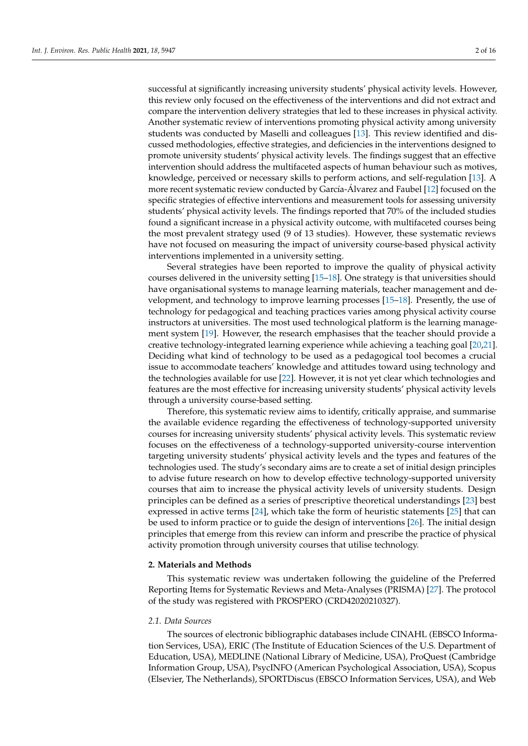successful at significantly increasing university students' physical activity levels. However, this review only focused on the effectiveness of the interventions and did not extract and compare the intervention delivery strategies that led to these increases in physical activity. Another systematic review of interventions promoting physical activity among university students was conducted by Maselli and colleagues [13]. This review identified and discussed methodologies, effective strategies, and deficiencies in the interventions designed to promote university students' physical activity levels. The findings suggest that an effective intervention should address the multifaceted aspects of human behaviour such as motives, knowledge, perceived or necessary skills to perform actions, and self-regulation [13]. A more recent systematic review conducted by García-Álvarez and Faubel [12] focused on the specific strategies of effective interventions and measurement tools for assessing university students' physical activity levels. The findings reported that 70% of the included studies found a significant increase in a physical activity outcome, with multifaceted courses being the most prevalent strategy used (9 of 13 studies). However, these systematic reviews have not focused on measuring the impact of university course-based physical activity interventions implemented in a university setting.

Several strategies have been reported to improve the quality of physical activity courses delivered in the university setting [15–18]. One strategy is that universities should have organisational systems to manage learning materials, teacher management and development, and technology to improve learning processes [15–18]. Presently, the use of technology for pedagogical and teaching practices varies among physical activity course instructors at universities. The most used technological platform is the learning management system [19]. However, the research emphasises that the teacher should provide a creative technology-integrated learning experience while achieving a teaching goal [20,21]. Deciding what kind of technology to be used as a pedagogical tool becomes a crucial issue to accommodate teachers' knowledge and attitudes toward using technology and the technologies available for use [22]. However, it is not yet clear which technologies and features are the most effective for increasing university students' physical activity levels through a university course-based setting.

Therefore, this systematic review aims to identify, critically appraise, and summarise the available evidence regarding the effectiveness of technology-supported university courses for increasing university students' physical activity levels. This systematic review focuses on the effectiveness of a technology-supported university-course intervention targeting university students' physical activity levels and the types and features of the technologies used. The study's secondary aims are to create a set of initial design principles to advise future research on how to develop effective technology-supported university courses that aim to increase the physical activity levels of university students. Design principles can be defined as a series of prescriptive theoretical understandings [23] best expressed in active terms [24], which take the form of heuristic statements [25] that can be used to inform practice or to guide the design of interventions [26]. The initial design principles that emerge from this review can inform and prescribe the practice of physical activity promotion through university courses that utilise technology.

## 2. Materials and Methods

This systematic review was undertaken following the guideline of the Preferred Reporting Items for Systematic Reviews and Meta-Analyses (PRISMA) [27]. The protocol of the study was registered with PROSPERO (CRD42020210327).

### 2.1. Data Sources

The sources of electronic bibliographic databases include CINAHL (EBSCO Information Services, USA), ERIC (The Institute of Education Sciences of the U.S. Department of Education, USA), MEDLINE (National Library of Medicine, USA), ProQuest (Cambridge Information Group, USA), PsycINFO (American Psychological Association, USA), Scopus (Elsevier, The Netherlands), SPORTDiscus (EBSCO Information Services, USA), and Web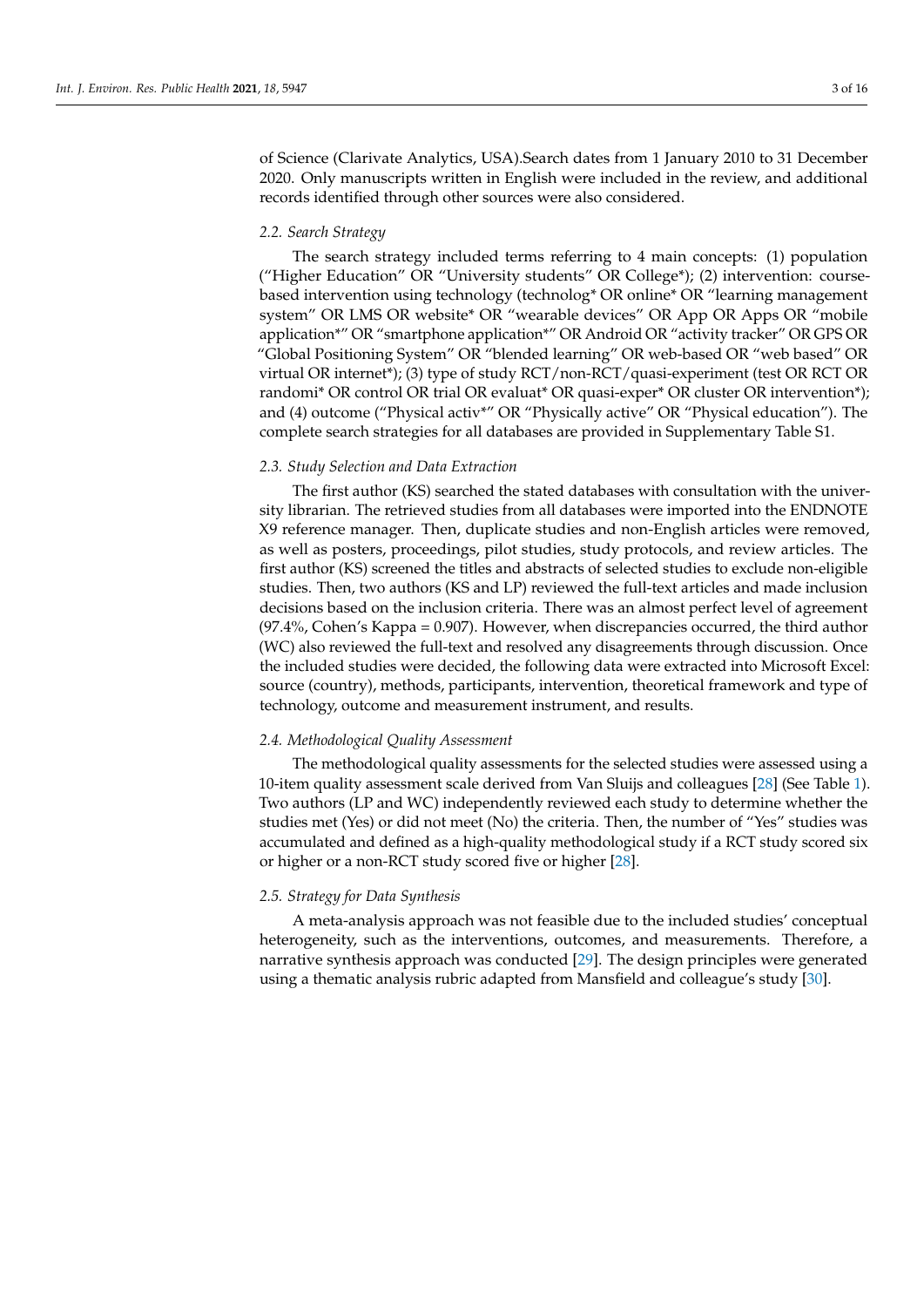of Science (Clarivate Analytics, USA).Search dates from 1 January 2010 to 31 December 2020. Only manuscripts written in English were included in the review, and additional records identified through other sources were also considered.

### *2.2. Search Strategy*

The search strategy included terms referring to 4 main concepts: (1) population ("Higher Education" OR "University students" OR College*); (2) intervention: course-based intervention using technology (technolog* OR online* OR "learning management system" OR LMS OR website* OR "wearable devices" OR App OR Apps OR "mobile application*" OR "smartphone application*" OR Android OR "activity tracker" OR GPS OR "Global Positioning System" OR "blended learning" OR web-based OR "web based" OR virtual OR internet*); (3) type of study RCT/non-RCT/quasi-experiment (test OR RCT OR randomi* OR control OR trial OR evaluat* OR quasi-exper* OR cluster OR intervention*); and (4) outcome ("Physical activ*" OR "Physically active" OR "Physical education"). The complete search strategies for all databases are provided in Supplementary Table S1.

### *2.3. Study Selection and Data Extraction*

The first author (KS) searched the stated databases with consultation with the university librarian. The retrieved studies from all databases were imported into the ENDNOTE X9 reference manager. Then, duplicate studies and non-English articles were removed, as well as posters, proceedings, pilot studies, study protocols, and review articles. The first author (KS) screened the titles and abstracts of selected studies to exclude non-eligible studies. Then, two authors (KS and LP) reviewed the full-text articles and made inclusion decisions based on the inclusion criteria. There was an almost perfect level of agreement (97.4%, Cohen's Kappa = 0.907). However, when discrepancies occurred, the third author (WC) also reviewed the full-text and resolved any disagreements through discussion. Once the included studies were decided, the following data were extracted into Microsoft Excel: source (country), methods, participants, intervention, theoretical framework and type of technology, outcome and measurement instrument, and results.

### *2.4. Methodological Quality Assessment*

The methodological quality assessments for the selected studies were assessed using a 10-item quality assessment scale derived from Van Sluijs and colleagues [28] (See Table 1). Two authors (LP and WC) independently reviewed each study to determine whether the studies met (Yes) or did not meet (No) the criteria. Then, the number of "Yes" studies was accumulated and defined as a high-quality methodological study if a RCT study scored six or higher or a non-RCT study scored five or higher [28].

### *2.5. Strategy for Data Synthesis*

A meta-analysis approach was not feasible due to the included studies' conceptual heterogeneity, such as the interventions, outcomes, and measurements. Therefore, a narrative synthesis approach was conducted [29]. The design principles were generated using a thematic analysis rubric adapted from Mansfield and colleague's study [30].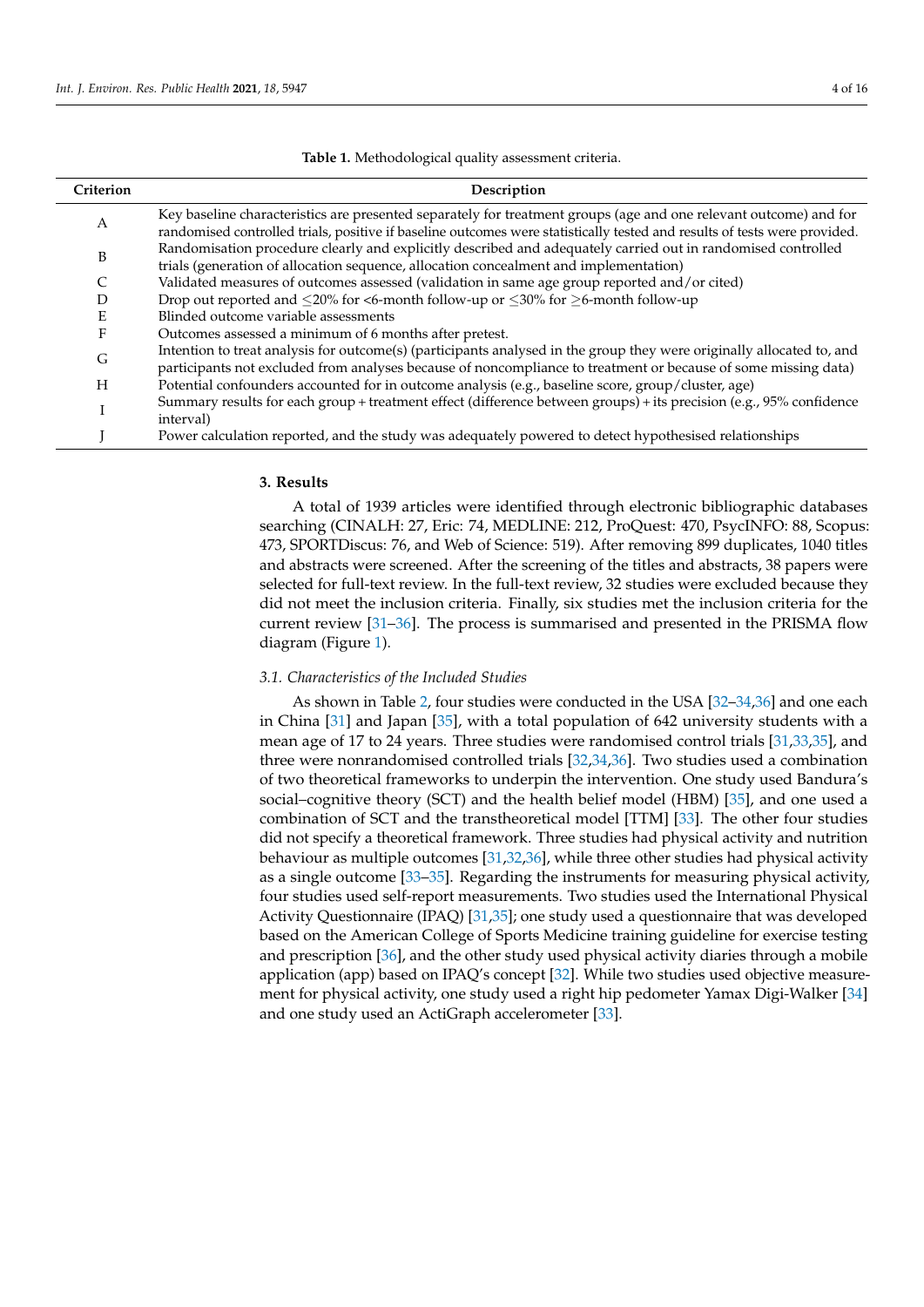**Table 1.** Methodological quality assessment criteria.

| Criterion | Description |
| --- | --- |
| A | Key baseline characteristics are presented separately for treatment groups (age and one relevant outcome) and for randomised controlled trials, positive if baseline outcomes were statistically tested and results of tests were provided. |
| B | Randomisation procedure clearly and explicitly described and adequately carried out in randomised controlled trials (generation of allocation sequence, allocation concealment and implementation) |
| C | Validated measures of outcomes assessed (validation in same age group reported and/or cited) |
| D | Drop out reported and ≤20% for <6-month follow-up or ≤30% for ≥6-month follow-up |
| E | Blinded outcome variable assessments |
| F | Outcomes assessed a minimum of 6 months after pretest. |
| G | Intention to treat analysis for outcome(s) (participants analysed in the group they were originally allocated to, and participants not excluded from analyses because of noncompliance to treatment or because of some missing data) |
| H | Potential confounders accounted for in outcome analysis (e.g., baseline score, group/cluster, age) |
| I | Summary results for each group + treatment effect (difference between groups) + its precision (e.g., 95% confidence interval) |
| J | Power calculation reported, and the study was adequately powered to detect hypothesised relationships |

## 3. Results

A total of 1939 articles were identified through electronic bibliographic databases searching (CINALH: 27, Eric: 74, MEDLINE: 212, ProQuest: 470, PsycINFO: 88, Scopus: 473, SPORTDiscus: 76, and Web of Science: 519). After removing 899 duplicates, 1040 titles and abstracts were screened. After the screening of the titles and abstracts, 38 papers were selected for full-text review. In the full-text review, 32 studies were excluded because they did not meet the inclusion criteria. Finally, six studies met the inclusion criteria for the current review [31–36]. The process is summarised and presented in the PRISMA flow diagram (Figure 1).

### 3.1. Characteristics of the Included Studies

As shown in Table 2, four studies were conducted in the USA [32–34,36] and one each in China [31] and Japan [35], with a total population of 642 university students with a mean age of 17 to 24 years. Three studies were randomised control trials [31,33,35], and three were nonrandomised controlled trials [32,34,36]. Two studies used a combination of two theoretical frameworks to underpin the intervention. One study used Bandura's social–cognitive theory (SCT) and the health belief model (HBM) [35], and one used a combination of SCT and the transtheoretical model [TTM] [33]. The other four studies did not specify a theoretical framework. Three studies had physical activity and nutrition behaviour as multiple outcomes [31,32,36], while three other studies had physical activity as a single outcome [33–35]. Regarding the instruments for measuring physical activity, four studies used self-report measurements. Two studies used the International Physical Activity Questionnaire (IPAQ) [31,35]; one study used a questionnaire that was developed based on the American College of Sports Medicine training guideline for exercise testing and prescription [36], and the other study used physical activity diaries through a mobile application (app) based on IPAQ's concept [32]. While two studies used objective measurement for physical activity, one study used a right hip pedometer Yamax Digi-Walker [34] and one study used an ActiGraph accelerometer [33].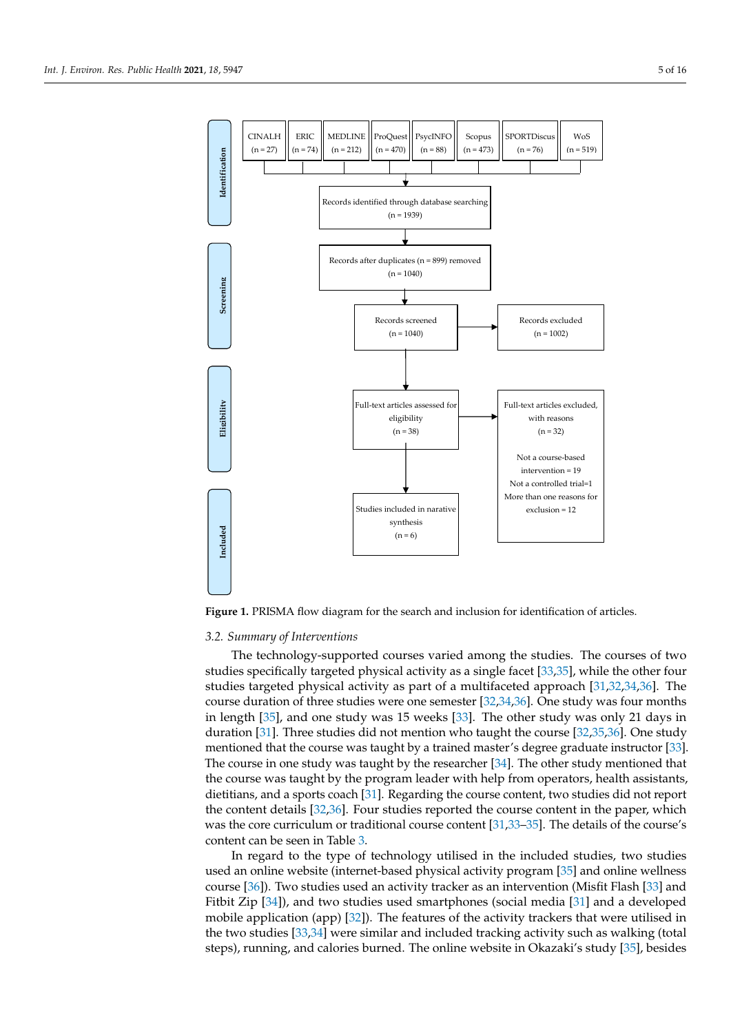**Identification**

| CINALH | ERIC | MEDLINE | ProQuest | PsycINFO | Scopus | SPORTDiscus | WoS |
|---|---|---|---|---|---|---|---|
| (n = 27) | (n = 74) | (n = 212) | (n = 470) | (n = 88) | (n = 473) | (n = 76) | (n = 519) |

Records identified through database searching (n = 1939)

**Screening**

Records after duplicates (n = 899) removed (n = 1040)

Records screened (n = 1040) → Records excluded (n = 1002)

**Eligibility**

Full-text articles assessed for eligibility (n = 38) → Full-text articles excluded, with reasons (n = 32)

Not a course-based intervention = 19
Not a controlled trial=1
More than one reasons for exclusion = 12

**Included**

Studies included in narative synthesis (n = 6)

**Figure 1.** PRISMA flow diagram for the search and inclusion for identification of articles.

### 3.2. Summary of Interventions

The technology-supported courses varied among the studies. The courses of two studies specifically targeted physical activity as a single facet [33,35], while the other four studies targeted physical activity as part of a multifaceted approach [31,32,34,36]. The course duration of three studies were one semester [32,34,36]. One study was four months in length [35], and one study was 15 weeks [33]. The other study was only 21 days in duration [31]. Three studies did not mention who taught the course [32,35,36]. One study mentioned that the course was taught by a trained master's degree graduate instructor [33]. The course in one study was taught by the researcher [34]. The other study mentioned that the course was taught by the program leader with help from operators, health assistants, dietitians, and a sports coach [31]. Regarding the course content, two studies did not report the content details [32,36]. Four studies reported the course content in the paper, which was the core curriculum or traditional course content [31,33–35]. The details of the course's content can be seen in Table 3.

In regard to the type of technology utilised in the included studies, two studies used an online website (internet-based physical activity program [35] and online wellness course [36]). Two studies used an activity tracker as an intervention (Misfit Flash [33] and Fitbit Zip [34]), and two studies used smartphones (social media [31] and a developed mobile application (app) [32]). The features of the activity trackers that were utilised in the two studies [33,34] were similar and included tracking activity such as walking (total steps), running, and calories burned. The online website in Okazaki's study [35], besides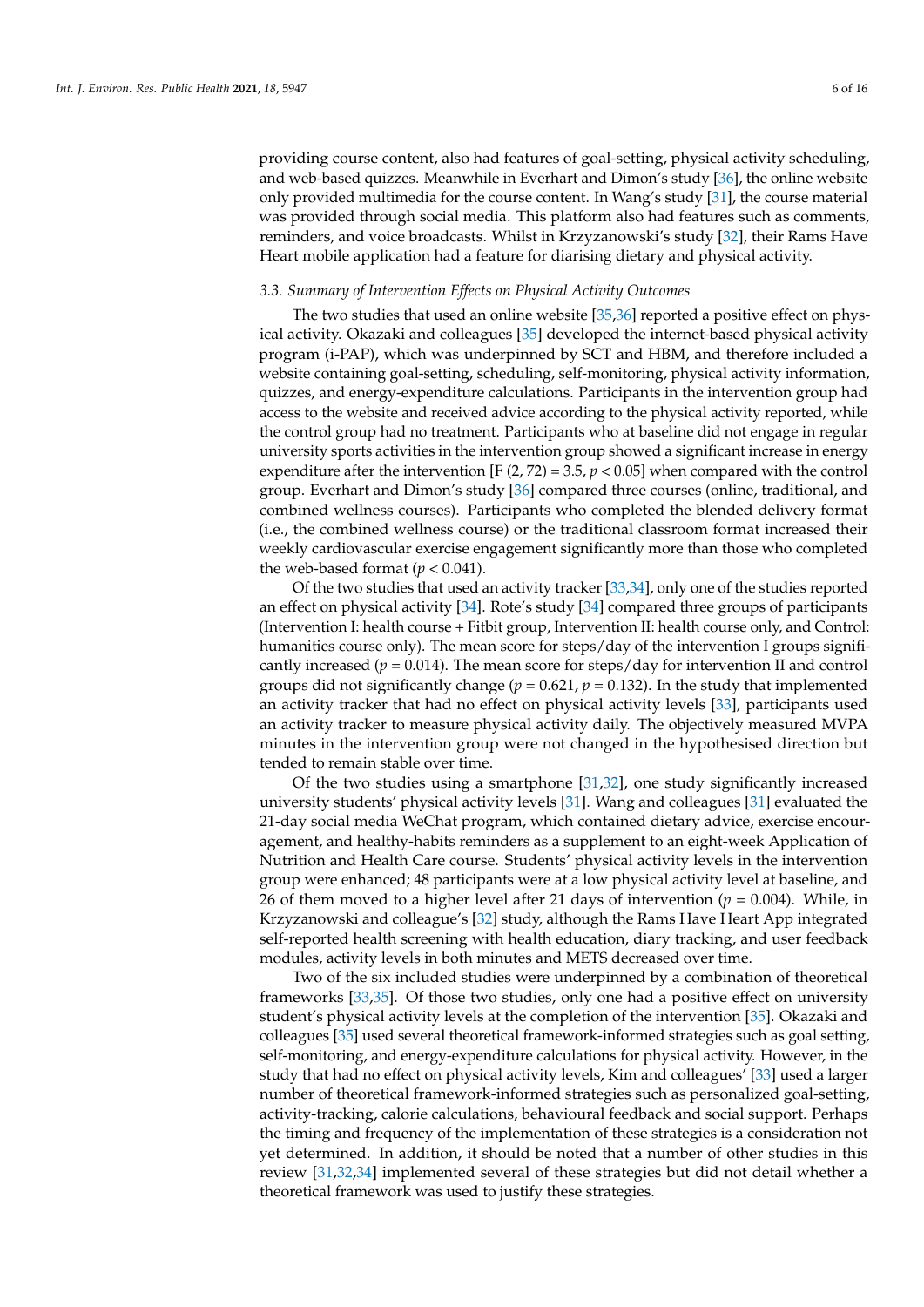providing course content, also had features of goal-setting, physical activity scheduling, and web-based quizzes. Meanwhile in Everhart and Dimon's study [36], the online website only provided multimedia for the course content. In Wang's study [31], the course material was provided through social media. This platform also had features such as comments, reminders, and voice broadcasts. Whilst in Krzyzanowski's study [32], their Rams Have Heart mobile application had a feature for diarising dietary and physical activity.

### *3.3. Summary of Intervention Effects on Physical Activity Outcomes*

The two studies that used an online website [35,36] reported a positive effect on physical activity. Okazaki and colleagues [35] developed the internet-based physical activity program (i-PAP), which was underpinned by SCT and HBM, and therefore included a website containing goal-setting, scheduling, self-monitoring, physical activity information, quizzes, and energy-expenditure calculations. Participants in the intervention group had access to the website and received advice according to the physical activity reported, while the control group had no treatment. Participants who at baseline did not engage in regular university sports activities in the intervention group showed a significant increase in energy expenditure after the intervention [$F(2, 72) = 3.5$, $p < 0.05$] when compared with the control group. Everhart and Dimon's study [36] compared three courses (online, traditional, and combined wellness courses). Participants who completed the blended delivery format (i.e., the combined wellness course) or the traditional classroom format increased their weekly cardiovascular exercise engagement significantly more than those who completed the web-based format ($p < 0.041$).

Of the two studies that used an activity tracker [33,34], only one of the studies reported an effect on physical activity [34]. Rote's study [34] compared three groups of participants (Intervention I: health course + Fitbit group, Intervention II: health course only, and Control: humanities course only). The mean score for steps/day of the intervention I groups significantly increased ($p = 0.014$). The mean score for steps/day for intervention II and control groups did not significantly change ($p = 0.621$, $p = 0.132$). In the study that implemented an activity tracker that had no effect on physical activity levels [33], participants used an activity tracker to measure physical activity daily. The objectively measured MVPA minutes in the intervention group were not changed in the hypothesised direction but tended to remain stable over time.

Of the two studies using a smartphone [31,32], one study significantly increased university students' physical activity levels [31]. Wang and colleagues [31] evaluated the 21-day social media WeChat program, which contained dietary advice, exercise encouragement, and healthy-habits reminders as a supplement to an eight-week Application of Nutrition and Health Care course. Students' physical activity levels in the intervention group were enhanced; 48 participants were at a low physical activity level at baseline, and 26 of them moved to a higher level after 21 days of intervention ($p = 0.004$). While, in Krzyzanowski and colleague's [32] study, although the Rams Have Heart App integrated self-reported health screening with health education, diary tracking, and user feedback modules, activity levels in both minutes and METS decreased over time.

Two of the six included studies were underpinned by a combination of theoretical frameworks [33,35]. Of those two studies, only one had a positive effect on university student's physical activity levels at the completion of the intervention [35]. Okazaki and colleagues [35] used several theoretical framework-informed strategies such as goal setting, self-monitoring, and energy-expenditure calculations for physical activity. However, in the study that had no effect on physical activity levels, Kim and colleagues' [33] used a larger number of theoretical framework-informed strategies such as personalized goal-setting, activity-tracking, calorie calculations, behavioural feedback and social support. Perhaps the timing and frequency of the implementation of these strategies is a consideration not yet determined. In addition, it should be noted that a number of other studies in this review [31,32,34] implemented several of these strategies but did not detail whether a theoretical framework was used to justify these strategies.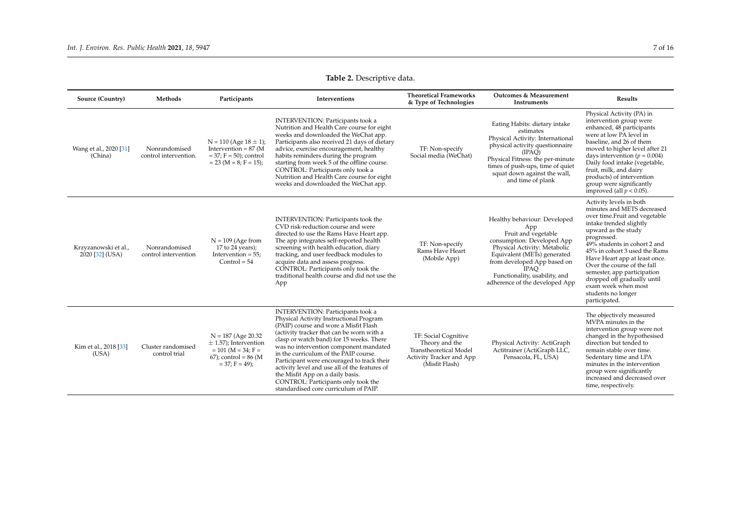**Table 2.** Descriptive data.

| Source (Country) | Methods | Participants | Interventions | Theoretical Frameworks & Type of Technologies | Outcomes & Measurement Instruments | Results |
|---|---|---|---|---|---|---|
| Wang et al., 2020 [31] (China) | Nonrandomised control intervention. | N = 110 (Age 18 ± 1); Intervention = 87 (M = 37; F = 50); control = 23 (M = 8; F = 15); | INTERVENTION: Participants took a Nutrition and Health Care course for eight weeks and downloaded the WeChat app. Participants also received 21 days of dietary advice, exercise encouragement, healthy habits reminders during the program starting from week 5 of the offline course. CONTROL: Participants only took a Nutrition and Health Care course for eight weeks and downloaded the WeChat app. | TF: Non-specify Social media (WeChat) | Eating Habits: dietary intake estimates Physical Activity: International physical activity questionnaire (IPAQ) Physical Fitness: the per-minute times of push-ups, time of quiet squat down against the wall, and time of plank | Physical Activity (PA) in intervention group were enhanced, 48 participants were at low PA level in baseline, and 26 of them moved to higher level after 21 days intervention ($p = 0.004$) Daily food intake (vegetable, fruit, milk, and dairy products) of intervention group were significantly improved (all $p < 0.05$). |
| Krzyzanowski et al., 2020 [32] (USA) | Nonrandomised control intervention | N = 109 (Age from 17 to 24 years); Intervention = 55; Control = 54 | INTERVENTION: Participants took the CVD risk-reduction course and were directed to use the Rams Have Heart app. The app integrates self-reported health screening with health education, diary tracking, and user feedback modules to acquire data and assess progress. CONTROL: Participants only took the traditional health course and did not use the App | TF: Non-specify Rams Have Heart (Mobile App) | Healthy behaviour: Developed App Fruit and vegetable consumption: Developed App Physical Activity: Metabolic Equivalent (METs) generated from developed App based on IPAQ Functionality, usability, and adherence of the developed App | Activity levels in both minutes and METS decreased over time.Fruit and vegetable intake trended slightly upward as the study progressed. 49% students in cohort 2 and 45% in cohort 3 used the Rams Have Heart app at least once. Over the course of the fall semester, app participation dropped off gradually until exam week when most students no longer participated. |
| Kim et al., 2018 [33] (USA) | Cluster randomised control trial | N = 187 (Age 20.32 ± 1.57); Intervention = 101 (M = 34; F = 67); control = 86 (M = 37; F = 49); | INTERVENTION: Participants took a Physical Activity Instructional Program (PAIP) course and wore a Misfit Flash (activity tracker that can be worn with a clasp or watch band) for 15 weeks. There was no intervention component mandated in the curriculum of the PAIP course. Participant were encouraged to track their activity level and use all of the features of the Misfit App on a daily basis. CONTROL: Participants only took the standardised core curriculum of PAIP. | TF: Social Cognitive Theory and the Transtheoretical Model Activity Tracker and App (Misfit Flash) | Physical Activity: ActiGraph Actitrainer (ActiGraph LLC, Pensacola, FL, USA) | The objectively measured MVPA minutes in the intervention group were not changed in the hypothesised direction but tended to remain stable over time. Sedentary time and LPA minutes in the intervention group were significantly increased and decreased over time, respectively. |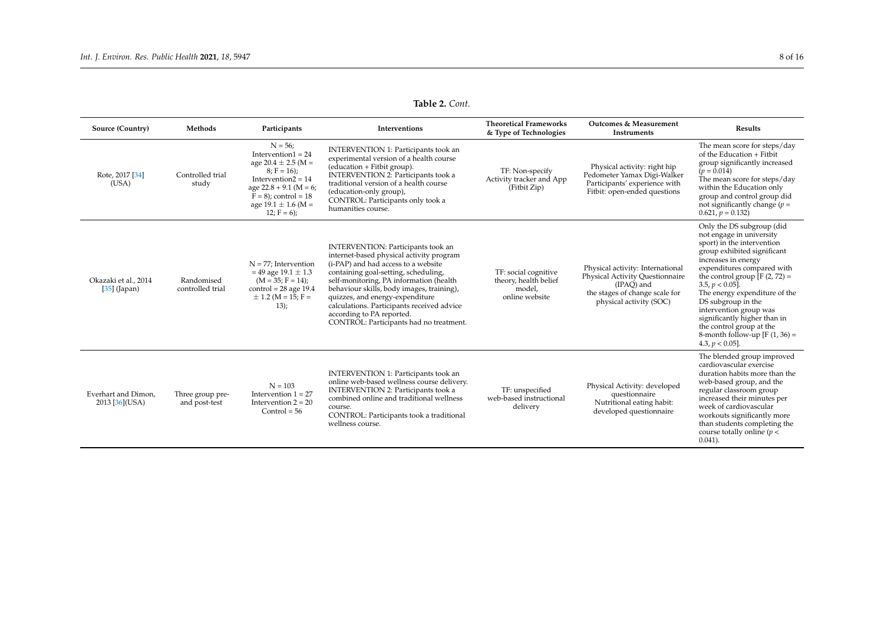**Table 2.** *Cont.*

| Source (Country) | Methods | Participants | Interventions | Theoretical Frameworks & Type of Technologies | Outcomes & Measurement Instruments | Results |
|---|---|---|---|---|---|---|
| Rote, 2017 [34] (USA) | Controlled trial study | N = 56; Intervention1 = 24 age 20.4 ± 2.5 (M = 8; F = 16); Intervention2 = 14 age 22.8 + 9.1 (M = 6; F = 8); control = 18 age 19.1 ± 1.6 (M = 12; F = 6); | INTERVENTION 1: Participants took an experimental version of a health course (education + Fitbit group). INTERVENTION 2: Participants took a traditional version of a health course (education-only group), CONTROL: Participants only took a humanities course. | TF: Non-specify Activity tracker and App (Fitbit Zip) | Physical activity: right hip Pedometer Yamax Digi-Walker Participants' experience with Fitbit: open-ended questions | The mean score for steps/day of the Education + Fitbit group significantly increased ($p = 0.014$) The mean score for steps/day within the Education only group and control group did not significantly change ($p = 0.621$, $p = 0.132$) |
| Okazaki et al., 2014 [35] (Japan) | Randomised controlled trial | N = 77; Intervention = 49 age 19.1 ± 1.3 (M = 35; F = 14); control = 28 age 19.4 ± 1.2 (M = 15; F = 13); | INTERVENTION: Participants took an internet-based physical activity program (i-PAP) and had access to a website containing goal-setting, scheduling, self-monitoring, PA information (health behaviour skills, body images, training), quizzes, and energy-expenditure calculations. Participants received advice according to PA reported. CONTROL: Participants had no treatment. | TF: social cognitive theory, health belief model, online website | Physical activity: International Physical Activity Questionnaire (IPAQ) and the stages of change scale for physical activity (SOC) | Only the DS subgroup (did not engage in university sport) in the intervention group exhibited significant increases in energy expenditures compared with the control group [$F(2, 72) = 3.5$, $p < 0.05$]. The energy expenditure of the DS subgroup in the intervention group was significantly higher than in the control group at the 8-month follow-up [$F(1, 36) = 4.3$, $p < 0.05$]. |
| Everhart and Dimon, 2013 [36](USA) | Three group pre- and post-test | N = 103 Intervention 1 = 27 Intervention 2 = 20 Control = 56 | INTERVENTION 1: Participants took an online web-based wellness course delivery. INTERVENTION 2: Participants took a combined online and traditional wellness course. CONTROL: Participants took a traditional wellness course. | TF: unspecified web-based instructional delivery | Physical Activity: developed questionnaire Nutritional eating habit: developed questionnaire | The blended group improved cardiovascular exercise duration habits more than the web-based group, and the regular classroom group increased their minutes per week of cardiovascular workouts significantly more than students completing the course totally online ($p < 0.041$). |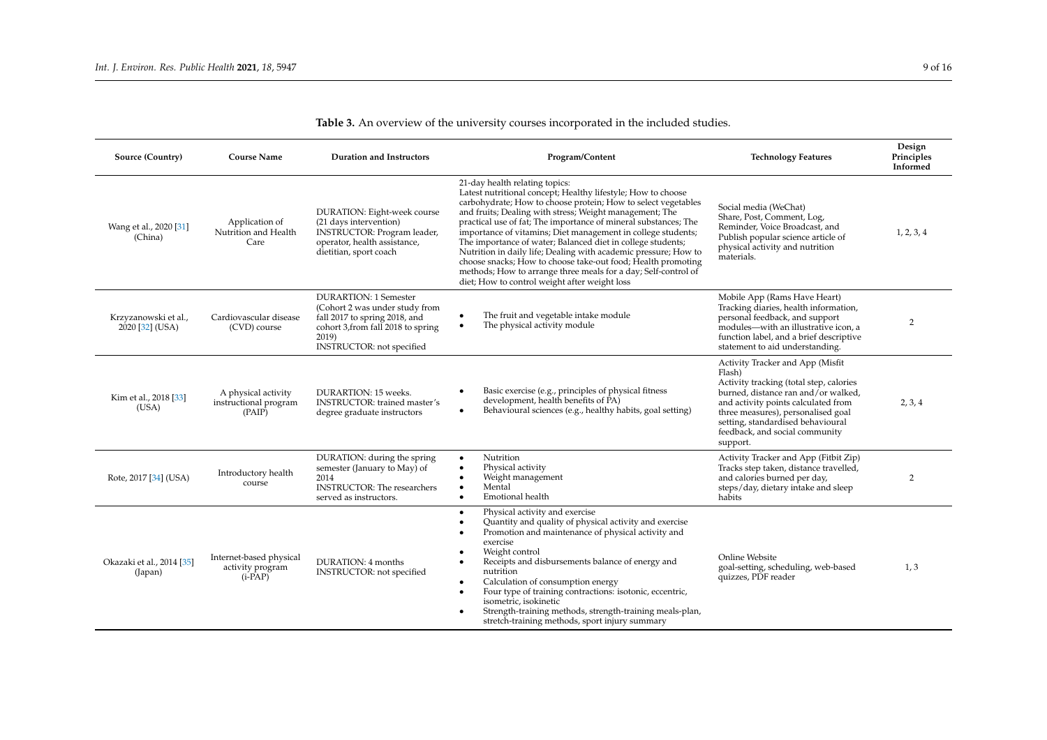**Table 3.** An overview of the university courses incorporated in the included studies.

| Source (Country) | Course Name | Duration and Instructors | Program/Content | Technology Features | Design Principles Informed |
| --- | --- | --- | --- | --- | --- |
| Wang et al., 2020 [31] (China) | Application of Nutrition and Health Care | DURATION: Eight-week course (21 days intervention)<br>INSTRUCTOR: Program leader, operator, health assistance, dietitian, sport coach | 21-day health relating topics:<br>Latest nutritional concept; Healthy lifestyle; How to choose carbohydrate; How to choose protein; How to select vegetables and fruits; Dealing with stress; Weight management; The practical use of fat; The importance of mineral substances; The importance of vitamins; Diet management in college students; The importance of water; Balanced diet in college students; Nutrition in daily life; Dealing with academic pressure; How to choose snacks; How to choose take-out food; Health promoting methods; How to arrange three meals for a day; Self-control of diet; How to control weight after weight loss | Social media (WeChat)<br>Share, Post, Comment, Log, Reminder, Voice Broadcast, and Publish popular science article of physical activity and nutrition materials. | 1, 2, 3, 4 |
| Krzyzanowski et al., 2020 [32] (USA) | Cardiovascular disease (CVD) course | DURARTION: 1 Semester (Cohort 2 was under study from fall 2017 to spring 2018, and cohort 3,from fall 2018 to spring 2019)<br>INSTRUCTOR: not specified | • The fruit and vegetable intake module<br>• The physical activity module | Mobile App (Rams Have Heart)<br>Tracking diaries, health information, personal feedback, and support modules—with an illustrative icon, a function label, and a brief descriptive statement to aid understanding. | 2 |
| Kim et al., 2018 [33] (USA) | A physical activity instructional program (PAIP) | DURARTION: 15 weeks.<br>INSTRUCTOR: trained master's degree graduate instructors | • Basic exercise (e.g., principles of physical fitness development, health benefits of PA)<br>• Behavioural sciences (e.g., healthy habits, goal setting) | Activity Tracker and App (Misfit Flash)<br>Activity tracking (total step, calories burned, distance ran and/or walked, and activity points calculated from three measures), personalised goal setting, standardised behavioural feedback, and social community support. | 2, 3, 4 |
| Rote, 2017 [34] (USA) | Introductory health course | DURATION: during the spring semester (January to May) of 2014<br>INSTRUCTOR: The researchers served as instructors. | • Nutrition<br>• Physical activity<br>• Weight management<br>• Mental<br>• Emotional health | Activity Tracker and App (Fitbit Zip)<br>Tracks step taken, distance travelled, and calories burned per day, steps/day, dietary intake and sleep habits | 2 |
| Okazaki et al., 2014 [35] (Japan) | Internet-based physical activity program (i-PAP) | DURATION: 4 months<br>INSTRUCTOR: not specified | • Physical activity and exercise<br>• Quantity and quality of physical activity and exercise<br>• Promotion and maintenance of physical activity and exercise<br>• Weight control<br>• Receipts and disbursements balance of energy and nutrition<br>• Calculation of consumption energy<br>• Four type of training contractions: isotonic, eccentric, isometric, isokinetic<br>• Strength-training methods, strength-training meals-plan, stretch-training methods, sport injury summary | Online Website<br>goal-setting, scheduling, web-based quizzes, PDF reader | 1, 3 |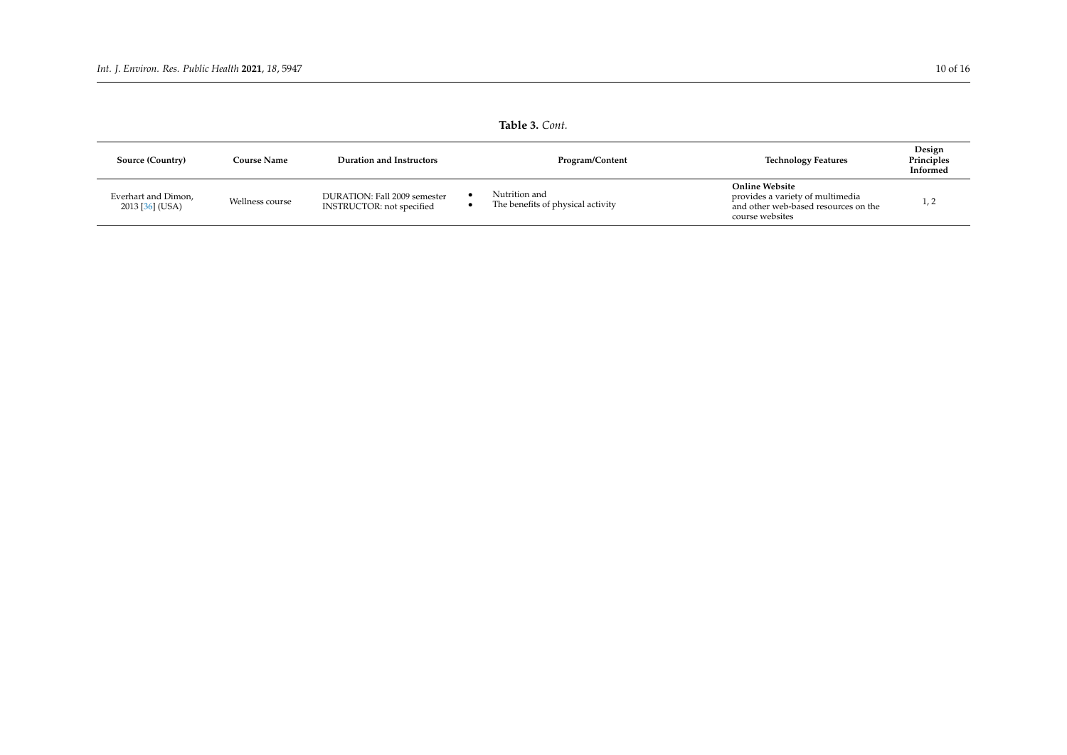**Table 3.** *Cont.*

| Source (Country) | Course Name | Duration and Instructors | Program/Content | Technology Features | Design Principles Informed |
| --- | --- | --- | --- | --- | --- |
| Everhart and Dimon, 2013 [36] (USA) | Wellness course | DURATION: Fall 2009 semester<br>INSTRUCTOR: not specified | • Nutrition and<br>• The benefits of physical activity | **Online Website**<br>provides a variety of multimedia and other web-based resources on the course websites | 1, 2 |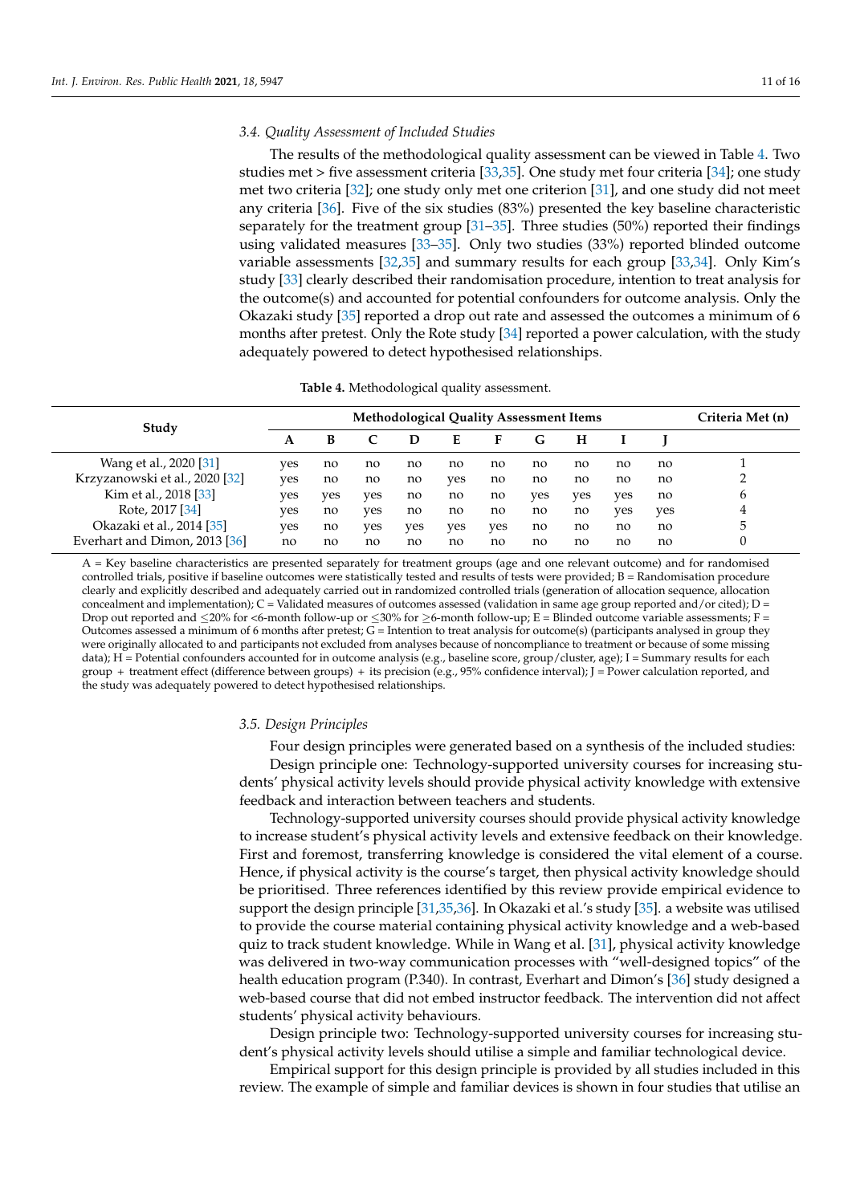### 3.4. Quality Assessment of Included Studies

The results of the methodological quality assessment can be viewed in Table 4. Two studies met > five assessment criteria [33,35]. One study met four criteria [34]; one study met two criteria [32]; one study only met one criterion [31], and one study did not meet any criteria [36]. Five of the six studies (83%) presented the key baseline characteristic separately for the treatment group [31–35]. Three studies (50%) reported their findings using validated measures [33–35]. Only two studies (33%) reported blinded outcome variable assessments [32,35] and summary results for each group [33,34]. Only Kim's study [33] clearly described their randomisation procedure, intention to treat analysis for the outcome(s) and accounted for potential confounders for outcome analysis. Only the Okazaki study [35] reported a drop out rate and assessed the outcomes a minimum of 6 months after pretest. Only the Rote study [34] reported a power calculation, with the study adequately powered to detect hypothesised relationships.

**Table 4.** Methodological quality assessment.

| Study | Methodological Quality Assessment Items | | | | | | | | | | Criteria Met (n) |
|---|---|---|---|---|---|---|---|---|---|---|---|
| | A | B | C | D | E | F | G | H | I | J | |
| Wang et al., 2020 [31] | yes | no | no | no | no | no | no | no | no | no | 1 |
| Krzyzanowski et al., 2020 [32] | yes | no | no | no | yes | no | no | no | no | no | 2 |
| Kim et al., 2018 [33] | yes | yes | yes | no | no | no | yes | yes | yes | no | 6 |
| Rote, 2017 [34] | yes | no | yes | no | no | no | no | no | yes | yes | 4 |
| Okazaki et al., 2014 [35] | yes | no | yes | yes | yes | yes | no | no | no | no | 5 |
| Everhart and Dimon, 2013 [36] | no | no | no | no | no | no | no | no | no | no | 0 |

A = Key baseline characteristics are presented separately for treatment groups (age and one relevant outcome) and for randomised controlled trials, positive if baseline outcomes were statistically tested and results of tests were provided; B = Randomisation procedure clearly and explicitly described and adequately carried out in randomized controlled trials (generation of allocation sequence, allocation concealment and implementation); C = Validated measures of outcomes assessed (validation in same age group reported and/or cited); D = Drop out reported and ≤20% for <6-month follow-up or ≤30% for ≥6-month follow-up; E = Blinded outcome variable assessments; F = Outcomes assessed a minimum of 6 months after pretest; G = Intention to treat analysis for outcome(s) (participants analysed in group they were originally allocated to and participants not excluded from analyses because of noncompliance to treatment or because of some missing data); H = Potential confounders accounted for in outcome analysis (e.g., baseline score, group/cluster, age); I = Summary results for each group + treatment effect (difference between groups) + its precision (e.g., 95% confidence interval); J = Power calculation reported, and the study was adequately powered to detect hypothesised relationships.

### 3.5. Design Principles

Four design principles were generated based on a synthesis of the included studies:

Design principle one: Technology-supported university courses for increasing students' physical activity levels should provide physical activity knowledge with extensive feedback and interaction between teachers and students.

Technology-supported university courses should provide physical activity knowledge to increase student's physical activity levels and extensive feedback on their knowledge. First and foremost, transferring knowledge is considered the vital element of a course. Hence, if physical activity is the course's target, then physical activity knowledge should be prioritised. Three references identified by this review provide empirical evidence to support the design principle [31,35,36]. In Okazaki et al.'s study [35]. a website was utilised to provide the course material containing physical activity knowledge and a web-based quiz to track student knowledge. While in Wang et al. [31], physical activity knowledge was delivered in two-way communication processes with "well-designed topics" of the health education program (P.340). In contrast, Everhart and Dimon's [36] study designed a web-based course that did not embed instructor feedback. The intervention did not affect students' physical activity behaviours.

Design principle two: Technology-supported university courses for increasing student's physical activity levels should utilise a simple and familiar technological device.

Empirical support for this design principle is provided by all studies included in this review. The example of simple and familiar devices is shown in four studies that utilise an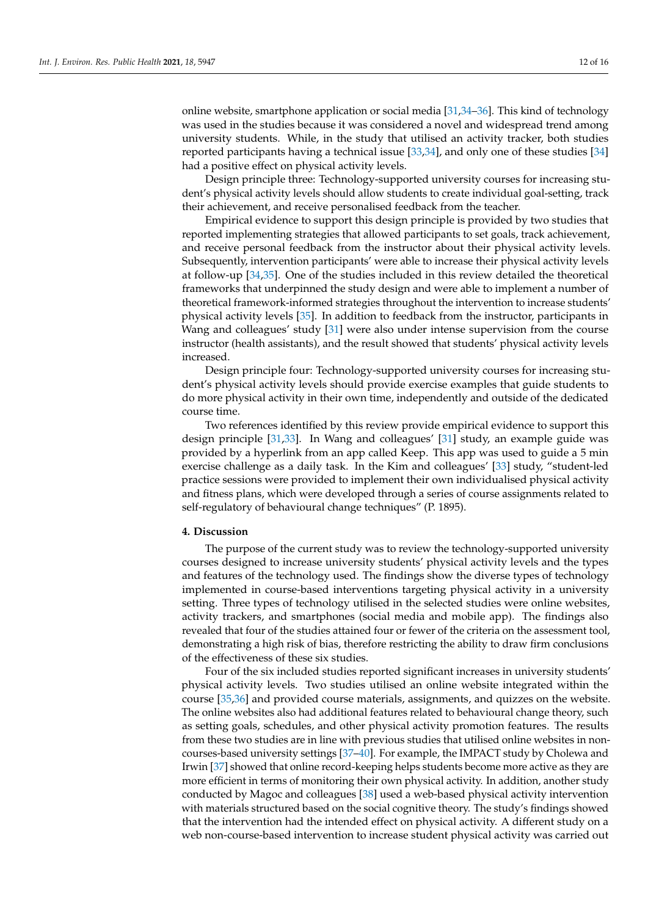online website, smartphone application or social media [31,34–36]. This kind of technology was used in the studies because it was considered a novel and widespread trend among university students. While, in the study that utilised an activity tracker, both studies reported participants having a technical issue [33,34], and only one of these studies [34] had a positive effect on physical activity levels.

Design principle three: Technology-supported university courses for increasing student's physical activity levels should allow students to create individual goal-setting, track their achievement, and receive personalised feedback from the teacher.

Empirical evidence to support this design principle is provided by two studies that reported implementing strategies that allowed participants to set goals, track achievement, and receive personal feedback from the instructor about their physical activity levels. Subsequently, intervention participants' were able to increase their physical activity levels at follow-up [34,35]. One of the studies included in this review detailed the theoretical frameworks that underpinned the study design and were able to implement a number of theoretical framework-informed strategies throughout the intervention to increase students' physical activity levels [35]. In addition to feedback from the instructor, participants in Wang and colleagues' study [31] were also under intense supervision from the course instructor (health assistants), and the result showed that students' physical activity levels increased.

Design principle four: Technology-supported university courses for increasing student's physical activity levels should provide exercise examples that guide students to do more physical activity in their own time, independently and outside of the dedicated course time.

Two references identified by this review provide empirical evidence to support this design principle [31,33]. In Wang and colleagues' [31] study, an example guide was provided by a hyperlink from an app called Keep. This app was used to guide a 5 min exercise challenge as a daily task. In the Kim and colleagues' [33] study, "student-led practice sessions were provided to implement their own individualised physical activity and fitness plans, which were developed through a series of course assignments related to self-regulatory of behavioural change techniques" (P. 1895).

## 4. Discussion

The purpose of the current study was to review the technology-supported university courses designed to increase university students' physical activity levels and the types and features of the technology used. The findings show the diverse types of technology implemented in course-based interventions targeting physical activity in a university setting. Three types of technology utilised in the selected studies were online websites, activity trackers, and smartphones (social media and mobile app). The findings also revealed that four of the studies attained four or fewer of the criteria on the assessment tool, demonstrating a high risk of bias, therefore restricting the ability to draw firm conclusions of the effectiveness of these six studies.

Four of the six included studies reported significant increases in university students' physical activity levels. Two studies utilised an online website integrated within the course [35,36] and provided course materials, assignments, and quizzes on the website. The online websites also had additional features related to behavioural change theory, such as setting goals, schedules, and other physical activity promotion features. The results from these two studies are in line with previous studies that utilised online websites in non-courses-based university settings [37–40]. For example, the IMPACT study by Cholewa and Irwin [37] showed that online record-keeping helps students become more active as they are more efficient in terms of monitoring their own physical activity. In addition, another study conducted by Magoc and colleagues [38] used a web-based physical activity intervention with materials structured based on the social cognitive theory. The study's findings showed that the intervention had the intended effect on physical activity. A different study on a web non-course-based intervention to increase student physical activity was carried out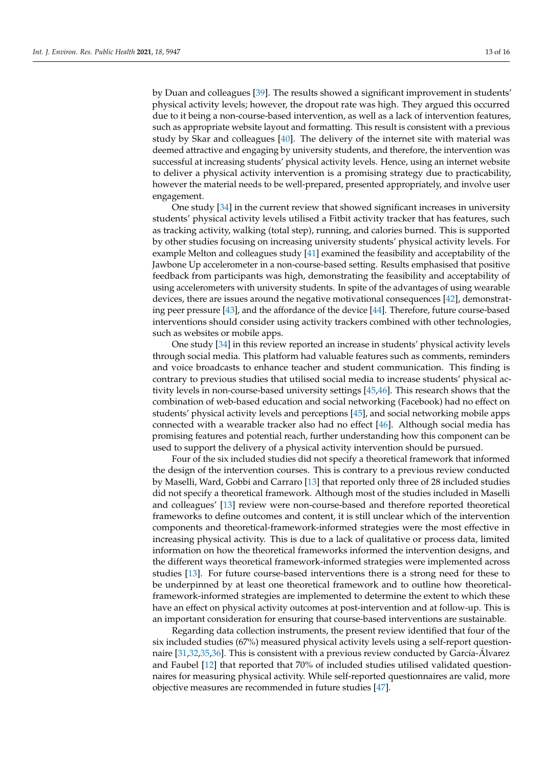by Duan and colleagues [39]. The results showed a significant improvement in students' physical activity levels; however, the dropout rate was high. They argued this occurred due to it being a non-course-based intervention, as well as a lack of intervention features, such as appropriate website layout and formatting. This result is consistent with a previous study by Skar and colleagues [40]. The delivery of the internet site with material was deemed attractive and engaging by university students, and therefore, the intervention was successful at increasing students' physical activity levels. Hence, using an internet website to deliver a physical activity intervention is a promising strategy due to practicability, however the material needs to be well-prepared, presented appropriately, and involve user engagement.

One study [34] in the current review that showed significant increases in university students' physical activity levels utilised a Fitbit activity tracker that has features, such as tracking activity, walking (total step), running, and calories burned. This is supported by other studies focusing on increasing university students' physical activity levels. For example Melton and colleagues study [41] examined the feasibility and acceptability of the Jawbone Up accelerometer in a non-course-based setting. Results emphasised that positive feedback from participants was high, demonstrating the feasibility and acceptability of using accelerometers with university students. In spite of the advantages of using wearable devices, there are issues around the negative motivational consequences [42], demonstrating peer pressure [43], and the affordance of the device [44]. Therefore, future course-based interventions should consider using activity trackers combined with other technologies, such as websites or mobile apps.

One study [34] in this review reported an increase in students' physical activity levels through social media. This platform had valuable features such as comments, reminders and voice broadcasts to enhance teacher and student communication. This finding is contrary to previous studies that utilised social media to increase students' physical activity levels in non-course-based university settings [45,46]. This research shows that the combination of web-based education and social networking (Facebook) had no effect on students' physical activity levels and perceptions [45], and social networking mobile apps connected with a wearable tracker also had no effect [46]. Although social media has promising features and potential reach, further understanding how this component can be used to support the delivery of a physical activity intervention should be pursued.

Four of the six included studies did not specify a theoretical framework that informed the design of the intervention courses. This is contrary to a previous review conducted by Maselli, Ward, Gobbi and Carraro [13] that reported only three of 28 included studies did not specify a theoretical framework. Although most of the studies included in Maselli and colleagues' [13] review were non-course-based and therefore reported theoretical frameworks to define outcomes and content, it is still unclear which of the intervention components and theoretical-framework-informed strategies were the most effective in increasing physical activity. This is due to a lack of qualitative or process data, limited information on how the theoretical frameworks informed the intervention designs, and the different ways theoretical framework-informed strategies were implemented across studies [13]. For future course-based interventions there is a strong need for these to be underpinned by at least one theoretical framework and to outline how theoretical-framework-informed strategies are implemented to determine the extent to which these have an effect on physical activity outcomes at post-intervention and at follow-up. This is an important consideration for ensuring that course-based interventions are sustainable.

Regarding data collection instruments, the present review identified that four of the six included studies (67%) measured physical activity levels using a self-report questionnaire [31,32,35,36]. This is consistent with a previous review conducted by García-Álvarez and Faubel [12] that reported that 70% of included studies utilised validated questionnaires for measuring physical activity. While self-reported questionnaires are valid, more objective measures are recommended in future studies [47].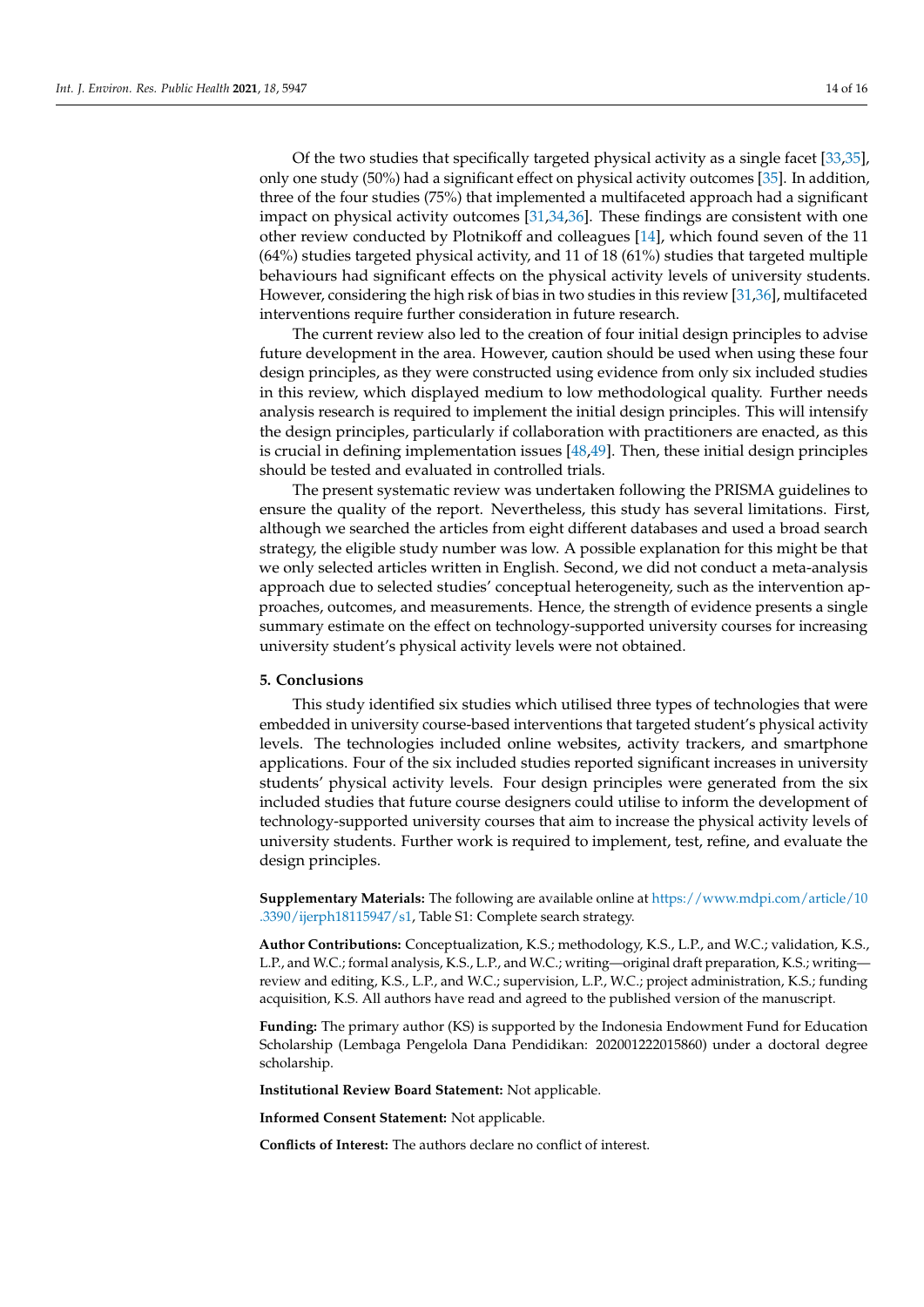Of the two studies that specifically targeted physical activity as a single facet [33,35], only one study (50%) had a significant effect on physical activity outcomes [35]. In addition, three of the four studies (75%) that implemented a multifaceted approach had a significant impact on physical activity outcomes [31,34,36]. These findings are consistent with one other review conducted by Plotnikoff and colleagues [14], which found seven of the 11 (64%) studies targeted physical activity, and 11 of 18 (61%) studies that targeted multiple behaviours had significant effects on the physical activity levels of university students. However, considering the high risk of bias in two studies in this review [31,36], multifaceted interventions require further consideration in future research.

The current review also led to the creation of four initial design principles to advise future development in the area. However, caution should be used when using these four design principles, as they were constructed using evidence from only six included studies in this review, which displayed medium to low methodological quality. Further needs analysis research is required to implement the initial design principles. This will intensify the design principles, particularly if collaboration with practitioners are enacted, as this is crucial in defining implementation issues [48,49]. Then, these initial design principles should be tested and evaluated in controlled trials.

The present systematic review was undertaken following the PRISMA guidelines to ensure the quality of the report. Nevertheless, this study has several limitations. First, although we searched the articles from eight different databases and used a broad search strategy, the eligible study number was low. A possible explanation for this might be that we only selected articles written in English. Second, we did not conduct a meta-analysis approach due to selected studies' conceptual heterogeneity, such as the intervention approaches, outcomes, and measurements. Hence, the strength of evidence presents a single summary estimate on the effect on technology-supported university courses for increasing university student's physical activity levels were not obtained.

## 5. Conclusions

This study identified six studies which utilised three types of technologies that were embedded in university course-based interventions that targeted student's physical activity levels. The technologies included online websites, activity trackers, and smartphone applications. Four of the six included studies reported significant increases in university students' physical activity levels. Four design principles were generated from the six included studies that future course designers could utilise to inform the development of technology-supported university courses that aim to increase the physical activity levels of university students. Further work is required to implement, test, refine, and evaluate the design principles.

**Supplementary Materials:** The following are available online at https://www.mdpi.com/article/10.3390/ijerph18115947/s1, Table S1: Complete search strategy.

**Author Contributions:** Conceptualization, K.S.; methodology, K.S., L.P., and W.C.; validation, K.S., L.P., and W.C.; formal analysis, K.S., L.P., and W.C.; writing—original draft preparation, K.S.; writing—review and editing, K.S., L.P., and W.C.; supervision, L.P., W.C.; project administration, K.S.; funding acquisition, K.S. All authors have read and agreed to the published version of the manuscript.

**Funding:** The primary author (KS) is supported by the Indonesia Endowment Fund for Education Scholarship (Lembaga Pengelola Dana Pendidikan: 202001222015860) under a doctoral degree scholarship.

**Institutional Review Board Statement:** Not applicable.

**Informed Consent Statement:** Not applicable.

**Conflicts of Interest:** The authors declare no conflict of interest.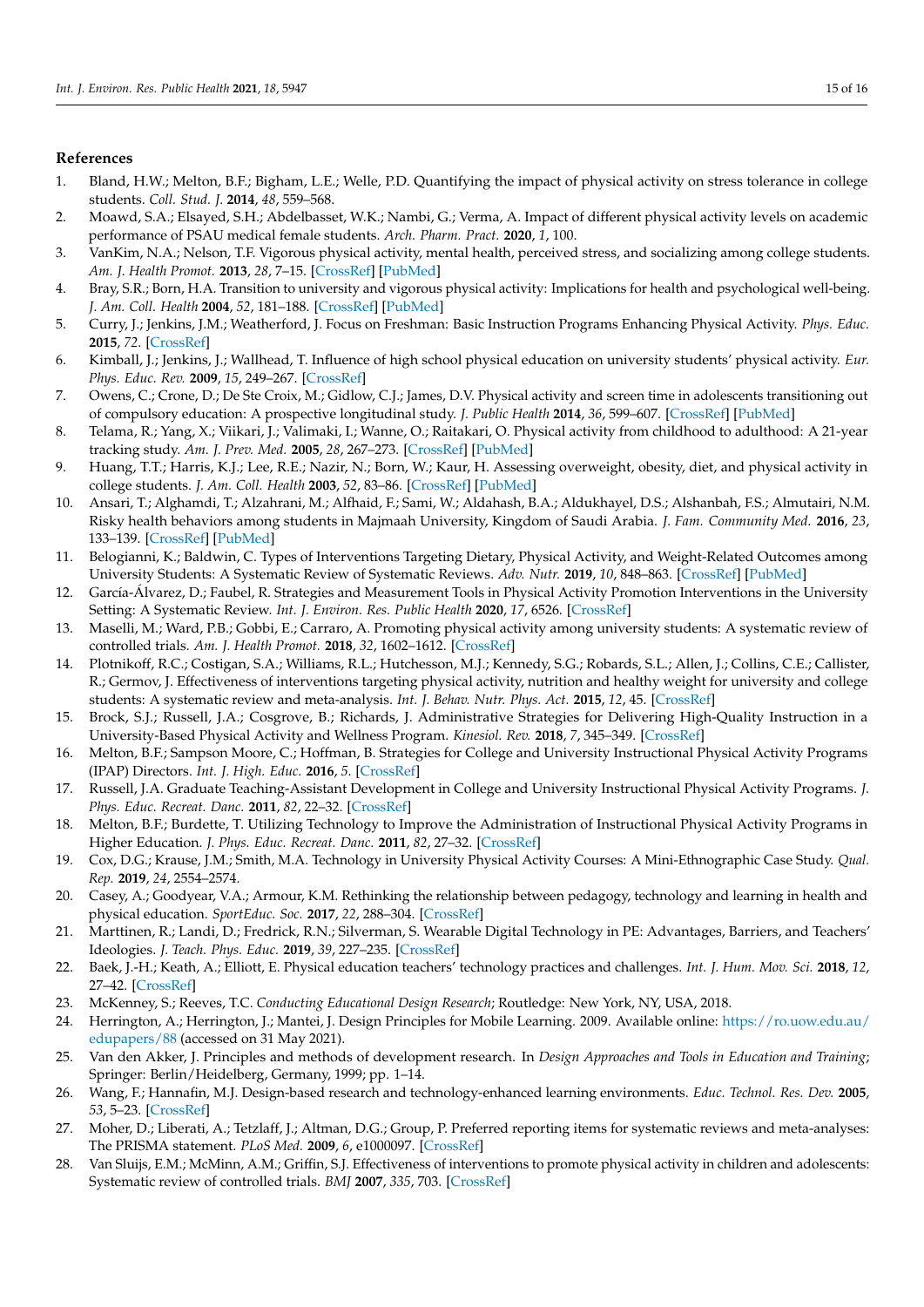## References

1. Bland, H.W.; Melton, B.F.; Bigham, L.E.; Welle, P.D. Quantifying the impact of physical activity on stress tolerance in college students. *Coll. Stud. J.* **2014**, *48*, 559–568.
2. Moawd, S.A.; Elsayed, S.H.; Abdelbasset, W.K.; Nambi, G.; Verma, A. Impact of different physical activity levels on academic performance of PSAU medical female students. *Arch. Pharm. Pract.* **2020**, *1*, 100.
3. VanKim, N.A.; Nelson, T.F. Vigorous physical activity, mental health, perceived stress, and socializing among college students. *Am. J. Health Promot.* **2013**, *28*, 7–15. [CrossRef] [PubMed]
4. Bray, S.R.; Born, H.A. Transition to university and vigorous physical activity: Implications for health and psychological well-being. *J. Am. Coll. Health* **2004**, *52*, 181–188. [CrossRef] [PubMed]
5. Curry, J.; Jenkins, J.M.; Weatherford, J. Focus on Freshman: Basic Instruction Programs Enhancing Physical Activity. *Phys. Educ.* **2015**, *72*. [CrossRef]
6. Kimball, J.; Jenkins, J.; Wallhead, T. Influence of high school physical education on university students' physical activity. *Eur. Phys. Educ. Rev.* **2009**, *15*, 249–267. [CrossRef]
7. Owens, C.; Crone, D.; De Ste Croix, M.; Gidlow, C.J.; James, D.V. Physical activity and screen time in adolescents transitioning out of compulsory education: A prospective longitudinal study. *J. Public Health* **2014**, *36*, 599–607. [CrossRef] [PubMed]
8. Telama, R.; Yang, X.; Viikari, J.; Valimaki, I.; Wanne, O.; Raitakari, O. Physical activity from childhood to adulthood: A 21-year tracking study. *Am. J. Prev. Med.* **2005**, *28*, 267–273. [CrossRef] [PubMed]
9. Huang, T.T.; Harris, K.J.; Lee, R.E.; Nazir, N.; Born, W.; Kaur, H. Assessing overweight, obesity, diet, and physical activity in college students. *J. Am. Coll. Health* **2003**, *52*, 83–86. [CrossRef] [PubMed]
10. Ansari, T.; Alghamdi, T.; Alzahrani, M.; Alfhaid, F.; Sami, W.; Aldahash, B.A.; Aldukhayel, D.S.; Alshanbah, F.S.; Almutairi, N.M. Risky health behaviors among students in Majmaah University, Kingdom of Saudi Arabia. *J. Fam. Community Med.* **2016**, *23*, 133–139. [CrossRef] [PubMed]
11. Belogianni, K.; Baldwin, C. Types of Interventions Targeting Dietary, Physical Activity, and Weight-Related Outcomes among University Students: A Systematic Review of Systematic Reviews. *Adv. Nutr.* **2019**, *10*, 848–863. [CrossRef] [PubMed]
12. García-Álvarez, D.; Faubel, R. Strategies and Measurement Tools in Physical Activity Promotion Interventions in the University Setting: A Systematic Review. *Int. J. Environ. Res. Public Health* **2020**, *17*, 6526. [CrossRef]
13. Maselli, M.; Ward, P.B.; Gobbi, E.; Carraro, A. Promoting physical activity among university students: A systematic review of controlled trials. *Am. J. Health Promot.* **2018**, *32*, 1602–1612. [CrossRef]
14. Plotnikoff, R.C.; Costigan, S.A.; Williams, R.L.; Hutchesson, M.J.; Kennedy, S.G.; Robards, S.L.; Allen, J.; Collins, C.E.; Callister, R.; Germov, J. Effectiveness of interventions targeting physical activity, nutrition and healthy weight for university and college students: A systematic review and meta-analysis. *Int. J. Behav. Nutr. Phys. Act.* **2015**, *12*, 45. [CrossRef]
15. Brock, S.J.; Russell, J.A.; Cosgrove, B.; Richards, J. Administrative Strategies for Delivering High-Quality Instruction in a University-Based Physical Activity and Wellness Program. *Kinesiol. Rev.* **2018**, *7*, 345–349. [CrossRef]
16. Melton, B.F.; Sampson Moore, C.; Hoffman, B. Strategies for College and University Instructional Physical Activity Programs (IPAP) Directors. *Int. J. High. Educ.* **2016**, *5*. [CrossRef]
17. Russell, J.A. Graduate Teaching-Assistant Development in College and University Instructional Physical Activity Programs. *J. Phys. Educ. Recreat. Danc.* **2011**, *82*, 22–32. [CrossRef]
18. Melton, B.F.; Burdette, T. Utilizing Technology to Improve the Administration of Instructional Physical Activity Programs in Higher Education. *J. Phys. Educ. Recreat. Danc.* **2011**, *82*, 27–32. [CrossRef]
19. Cox, D.G.; Krause, J.M.; Smith, M.A. Technology in University Physical Activity Courses: A Mini-Ethnographic Case Study. *Qual. Rep.* **2019**, *24*, 2554–2574.
20. Casey, A.; Goodyear, V.A.; Armour, K.M. Rethinking the relationship between pedagogy, technology and learning in health and physical education. *SportEduc. Soc.* **2017**, *22*, 288–304. [CrossRef]
21. Marttinen, R.; Landi, D.; Fredrick, R.N.; Silverman, S. Wearable Digital Technology in PE: Advantages, Barriers, and Teachers' Ideologies. *J. Teach. Phys. Educ.* **2019**, *39*, 227–235. [CrossRef]
22. Baek, J.-H.; Keath, A.; Elliott, E. Physical education teachers' technology practices and challenges. *Int. J. Hum. Mov. Sci.* **2018**, *12*, 27–42. [CrossRef]
23. McKenney, S.; Reeves, T.C. *Conducting Educational Design Research*; Routledge: New York, NY, USA, 2018.
24. Herrington, A.; Herrington, J.; Mantei, J. Design Principles for Mobile Learning. 2009. Available online: https://ro.uow.edu.au/edupapers/88 (accessed on 31 May 2021).
25. Van den Akker, J. Principles and methods of development research. In *Design Approaches and Tools in Education and Training*; Springer: Berlin/Heidelberg, Germany, 1999; pp. 1–14.
26. Wang, F.; Hannafin, M.J. Design-based research and technology-enhanced learning environments. *Educ. Technol. Res. Dev.* **2005**, *53*, 5–23. [CrossRef]
27. Moher, D.; Liberati, A.; Tetzlaff, J.; Altman, D.G.; Group, P. Preferred reporting items for systematic reviews and meta-analyses: The PRISMA statement. *PLoS Med.* **2009**, *6*, e1000097. [CrossRef]
28. Van Sluijs, E.M.; McMinn, A.M.; Griffin, S.J. Effectiveness of interventions to promote physical activity in children and adolescents: Systematic review of controlled trials. *BMJ* **2007**, *335*, 703. [CrossRef]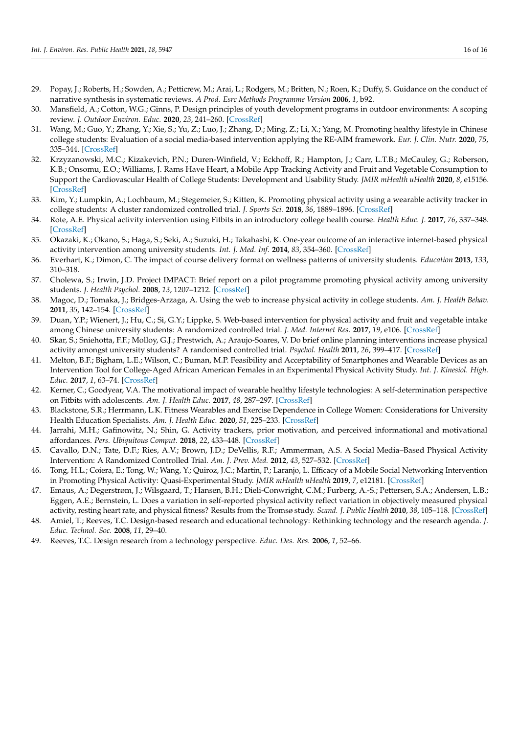29. Popay, J.; Roberts, H.; Sowden, A.; Petticrew, M.; Arai, L.; Rodgers, M.; Britten, N.; Roen, K.; Duffy, S. Guidance on the conduct of narrative synthesis in systematic reviews. *A Prod. Esrc Methods Programme Version* **2006**, *1*, b92.
30. Mansfield, A.; Cotton, W.G.; Ginns, P. Design principles of youth development programs in outdoor environments: A scoping review. *J. Outdoor Environ. Educ.* **2020**, *23*, 241–260. [CrossRef]
31. Wang, M.; Guo, Y.; Zhang, Y.; Xie, S.; Yu, Z.; Luo, J.; Zhang, D.; Ming, Z.; Li, X.; Yang, M. Promoting healthy lifestyle in Chinese college students: Evaluation of a social media-based intervention applying the RE-AIM framework. *Eur. J. Clin. Nutr.* **2020**, *75*, 335–344. [CrossRef]
32. Krzyzanowski, M.C.; Kizakevich, P.N.; Duren-Winfield, V.; Eckhoff, R.; Hampton, J.; Carr, L.T.B.; McCauley, G.; Roberson, K.B.; Onsomu, E.O.; Williams, J. Rams Have Heart, a Mobile App Tracking Activity and Fruit and Vegetable Consumption to Support the Cardiovascular Health of College Students: Development and Usability Study. *JMIR mHealth uHealth* **2020**, *8*, e15156. [CrossRef]
33. Kim, Y.; Lumpkin, A.; Lochbaum, M.; Stegemeier, S.; Kitten, K. Promoting physical activity using a wearable activity tracker in college students: A cluster randomized controlled trial. *J. Sports Sci.* **2018**, *36*, 1889–1896. [CrossRef]
34. Rote, A.E. Physical activity intervention using Fitbits in an introductory college health course. *Health Educ. J.* **2017**, *76*, 337–348. [CrossRef]
35. Okazaki, K.; Okano, S.; Haga, S.; Seki, A.; Suzuki, H.; Takahashi, K. One-year outcome of an interactive internet-based physical activity intervention among university students. *Int. J. Med. Inf.* **2014**, *83*, 354–360. [CrossRef]
36. Everhart, K.; Dimon, C. The impact of course delivery format on wellness patterns of university students. *Education* **2013**, *133*, 310–318.
37. Cholewa, S.; Irwin, J.D. Project IMPACT: Brief report on a pilot programme promoting physical activity among university students. *J. Health Psychol.* **2008**, *13*, 1207–1212. [CrossRef]
38. Magoc, D.; Tomaka, J.; Bridges-Arzaga, A. Using the web to increase physical activity in college students. *Am. J. Health Behav.* **2011**, *35*, 142–154. [CrossRef]
39. Duan, Y.P.; Wienert, J.; Hu, C.; Si, G.Y.; Lippke, S. Web-based intervention for physical activity and fruit and vegetable intake among Chinese university students: A randomized controlled trial. *J. Med. Internet Res.* **2017**, *19*, e106. [CrossRef]
40. Skar, S.; Sniehotta, F.F.; Molloy, G.J.; Prestwich, A.; Araujo-Soares, V. Do brief online planning interventions increase physical activity amongst university students? A randomised controlled trial. *Psychol. Health* **2011**, *26*, 399–417. [CrossRef]
41. Melton, B.F.; Bigham, L.E.; Wilson, C.; Buman, M.P. Feasibility and Acceptability of Smartphones and Wearable Devices as an Intervention Tool for College-Aged African American Females in an Experimental Physical Activity Study. *Int. J. Kinesiol. High. Educ.* **2017**, *1*, 63–74. [CrossRef]
42. Kerner, C.; Goodyear, V.A. The motivational impact of wearable healthy lifestyle technologies: A self-determination perspective on Fitbits with adolescents. *Am. J. Health Educ.* **2017**, *48*, 287–297. [CrossRef]
43. Blackstone, S.R.; Herrmann, L.K. Fitness Wearables and Exercise Dependence in College Women: Considerations for University Health Education Specialists. *Am. J. Health Educ.* **2020**, *51*, 225–233. [CrossRef]
44. Jarrahi, M.H.; Gafinowitz, N.; Shin, G. Activity trackers, prior motivation, and perceived informational and motivational affordances. *Pers. Ubiquitous Comput.* **2018**, *22*, 433–448. [CrossRef]
45. Cavallo, D.N.; Tate, D.F.; Ries, A.V.; Brown, J.D.; DeVellis, R.F.; Ammerman, A.S. A Social Media–Based Physical Activity Intervention: A Randomized Controlled Trial. *Am. J. Prev. Med.* **2012**, *43*, 527–532. [CrossRef]
46. Tong, H.L.; Coiera, E.; Tong, W.; Wang, Y.; Quiroz, J.C.; Martin, P.; Laranjo, L. Efficacy of a Mobile Social Networking Intervention in Promoting Physical Activity: Quasi-Experimental Study. *JMIR mHealth uHealth* **2019**, *7*, e12181. [CrossRef]
47. Emaus, A.; Degerstrøm, J.; Wilsgaard, T.; Hansen, B.H.; Dieli-Conwright, C.M.; Furberg, A.-S.; Pettersen, S.A.; Andersen, L.B.; Eggen, A.E.; Bernstein, L. Does a variation in self-reported physical activity reflect variation in objectively measured physical activity, resting heart rate, and physical fitness? Results from the Tromsø study. *Scand. J. Public Health* **2010**, *38*, 105–118. [CrossRef]
48. Amiel, T.; Reeves, T.C. Design-based research and educational technology: Rethinking technology and the research agenda. *J. Educ. Technol. Soc.* **2008**, *11*, 29–40.
49. Reeves, T.C. Design research from a technology perspective. *Educ. Des. Res.* **2006**, *1*, 52–66.